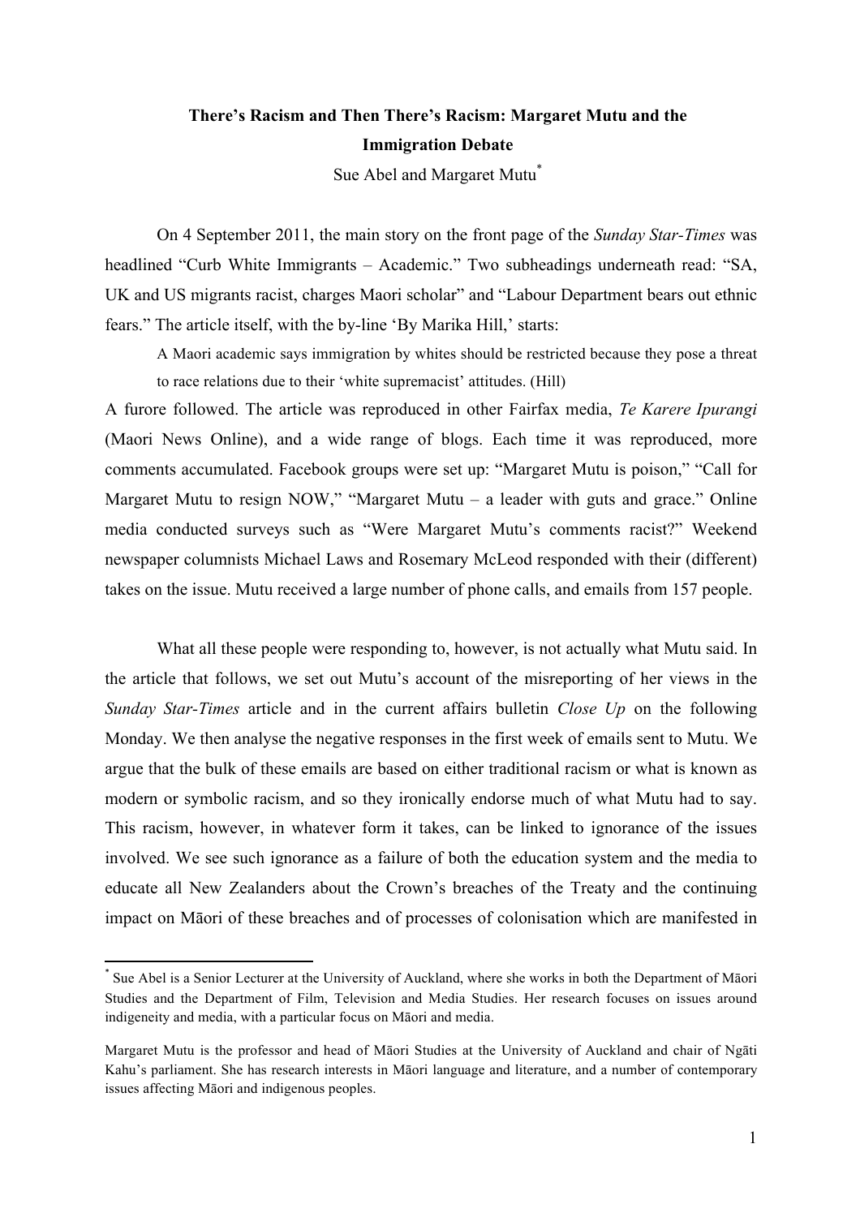**There's Racism and Then There's Racism: Margaret Mutu and the Immigration Debate**

Sue Abel and Margaret Mutu[*]

On 4 September 2011, the main story on the front page of the *Sunday Star-Times* was headlined "Curb White Immigrants – Academic." Two subheadings underneath read: "SA, UK and US migrants racist, charges Maori scholar" and "Labour Department bears out ethnic fears." The article itself, with the by-line 'By Marika Hill,' starts:

> A Maori academic says immigration by whites should be restricted because they pose a threat to race relations due to their 'white supremacist' attitudes. (Hill)

A furore followed. The article was reproduced in other Fairfax media, *Te Karere Ipurangi* (Maori News Online), and a wide range of blogs. Each time it was reproduced, more comments accumulated. Facebook groups were set up: "Margaret Mutu is poison," "Call for Margaret Mutu to resign NOW," "Margaret Mutu – a leader with guts and grace." Online media conducted surveys such as "Were Margaret Mutu's comments racist?" Weekend newspaper columnists Michael Laws and Rosemary McLeod responded with their (different) takes on the issue. Mutu received a large number of phone calls, and emails from 157 people.

What all these people were responding to, however, is not actually what Mutu said. In the article that follows, we set out Mutu's account of the misreporting of her views in the *Sunday Star-Times* article and in the current affairs bulletin *Close Up* on the following Monday. We then analyse the negative responses in the first week of emails sent to Mutu. We argue that the bulk of these emails are based on either traditional racism or what is known as modern or symbolic racism, and so they ironically endorse much of what Mutu had to say. This racism, however, in whatever form it takes, can be linked to ignorance of the issues involved. We see such ignorance as a failure of both the education system and the media to educate all New Zealanders about the Crown's breaches of the Treaty and the continuing impact on Māori of these breaches and of processes of colonisation which are manifested in

---

[*] Sue Abel is a Senior Lecturer at the University of Auckland, where she works in both the Department of Māori Studies and the Department of Film, Television and Media Studies. Her research focuses on issues around indigeneity and media, with a particular focus on Māori and media.

Margaret Mutu is the professor and head of Māori Studies at the University of Auckland and chair of Ngāti Kahu's parliament. She has research interests in Māori language and literature, and a number of contemporary issues affecting Māori and indigenous peoples.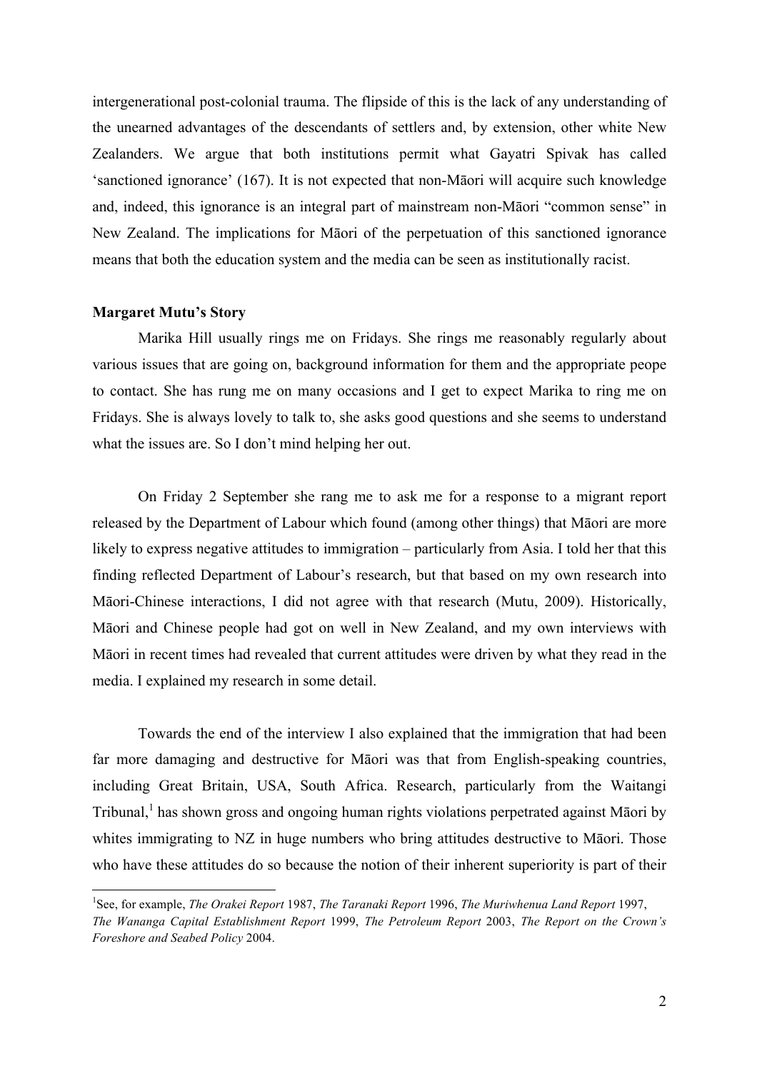intergenerational post-colonial trauma. The flipside of this is the lack of any understanding of the unearned advantages of the descendants of settlers and, by extension, other white New Zealanders. We argue that both institutions permit what Gayatri Spivak has called 'sanctioned ignorance' (167). It is not expected that non-Māori will acquire such knowledge and, indeed, this ignorance is an integral part of mainstream non-Māori "common sense" in New Zealand. The implications for Māori of the perpetuation of this sanctioned ignorance means that both the education system and the media can be seen as institutionally racist.

**Margaret Mutu's Story**

Marika Hill usually rings me on Fridays. She rings me reasonably regularly about various issues that are going on, background information for them and the appropriate peope to contact. She has rung me on many occasions and I get to expect Marika to ring me on Fridays. She is always lovely to talk to, she asks good questions and she seems to understand what the issues are. So I don't mind helping her out.

On Friday 2 September she rang me to ask me for a response to a migrant report released by the Department of Labour which found (among other things) that Māori are more likely to express negative attitudes to immigration – particularly from Asia. I told her that this finding reflected Department of Labour's research, but that based on my own research into Māori-Chinese interactions, I did not agree with that research (Mutu, 2009). Historically, Māori and Chinese people had got on well in New Zealand, and my own interviews with Māori in recent times had revealed that current attitudes were driven by what they read in the media. I explained my research in some detail.

Towards the end of the interview I also explained that the immigration that had been far more damaging and destructive for Māori was that from English-speaking countries, including Great Britain, USA, South Africa. Research, particularly from the Waitangi Tribunal,[1] has shown gross and ongoing human rights violations perpetrated against Māori by whites immigrating to NZ in huge numbers who bring attitudes destructive to Māori. Those who have these attitudes do so because the notion of their inherent superiority is part of their

[1]See, for example, *The Orakei Report* 1987, *The Taranaki Report* 1996, *The Muriwhenua Land Report* 1997, *The Wananga Capital Establishment Report* 1999, *The Petroleum Report* 2003, *The Report on the Crown's Foreshore and Seabed Policy* 2004.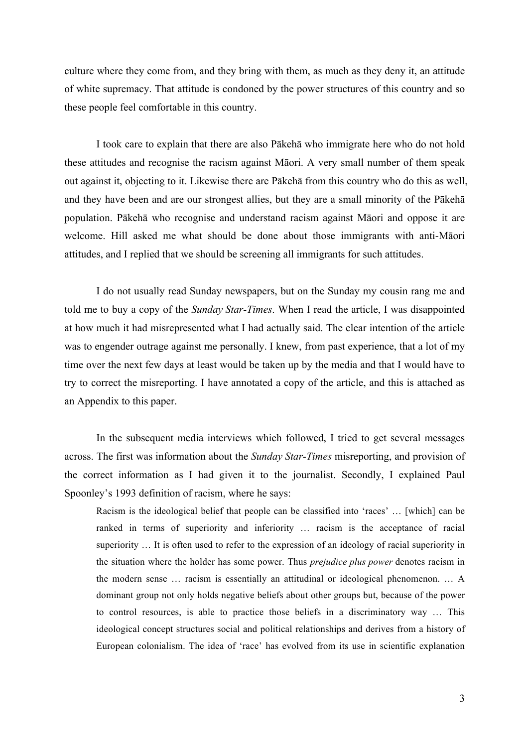culture where they come from, and they bring with them, as much as they deny it, an attitude of white supremacy. That attitude is condoned by the power structures of this country and so these people feel comfortable in this country.

I took care to explain that there are also Pākehā who immigrate here who do not hold these attitudes and recognise the racism against Māori. A very small number of them speak out against it, objecting to it. Likewise there are Pākehā from this country who do this as well, and they have been and are our strongest allies, but they are a small minority of the Pākehā population. Pākehā who recognise and understand racism against Māori and oppose it are welcome. Hill asked me what should be done about those immigrants with anti-Māori attitudes, and I replied that we should be screening all immigrants for such attitudes.

I do not usually read Sunday newspapers, but on the Sunday my cousin rang me and told me to buy a copy of the *Sunday Star-Times*. When I read the article, I was disappointed at how much it had misrepresented what I had actually said. The clear intention of the article was to engender outrage against me personally. I knew, from past experience, that a lot of my time over the next few days at least would be taken up by the media and that I would have to try to correct the misreporting. I have annotated a copy of the article, and this is attached as an Appendix to this paper.

In the subsequent media interviews which followed, I tried to get several messages across. The first was information about the *Sunday Star-Times* misreporting, and provision of the correct information as I had given it to the journalist. Secondly, I explained Paul Spoonley's 1993 definition of racism, where he says:

> Racism is the ideological belief that people can be classified into 'races' … [which] can be ranked in terms of superiority and inferiority … racism is the acceptance of racial superiority … It is often used to refer to the expression of an ideology of racial superiority in the situation where the holder has some power. Thus *prejudice plus power* denotes racism in the modern sense … racism is essentially an attitudinal or ideological phenomenon. … A dominant group not only holds negative beliefs about other groups but, because of the power to control resources, is able to practice those beliefs in a discriminatory way … This ideological concept structures social and political relationships and derives from a history of European colonialism. The idea of 'race' has evolved from its use in scientific explanation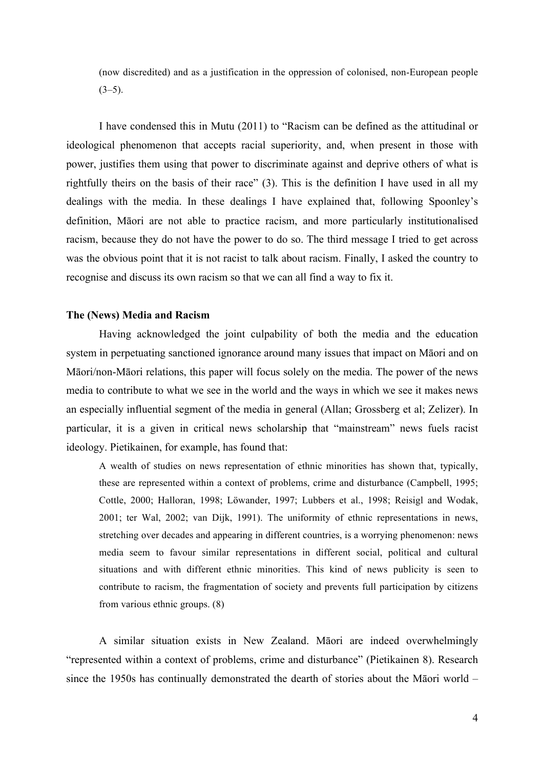(now discredited) and as a justification in the oppression of colonised, non-European people (3–5).

I have condensed this in Mutu (2011) to "Racism can be defined as the attitudinal or ideological phenomenon that accepts racial superiority, and, when present in those with power, justifies them using that power to discriminate against and deprive others of what is rightfully theirs on the basis of their race" (3). This is the definition I have used in all my dealings with the media. In these dealings I have explained that, following Spoonley's definition, Māori are not able to practice racism, and more particularly institutionalised racism, because they do not have the power to do so. The third message I tried to get across was the obvious point that it is not racist to talk about racism. Finally, I asked the country to recognise and discuss its own racism so that we can all find a way to fix it.

**The (News) Media and Racism**

Having acknowledged the joint culpability of both the media and the education system in perpetuating sanctioned ignorance around many issues that impact on Māori and on Māori/non-Māori relations, this paper will focus solely on the media. The power of the news media to contribute to what we see in the world and the ways in which we see it makes news an especially influential segment of the media in general (Allan; Grossberg et al; Zelizer). In particular, it is a given in critical news scholarship that "mainstream" news fuels racist ideology. Pietikainen, for example, has found that:

> A wealth of studies on news representation of ethnic minorities has shown that, typically, these are represented within a context of problems, crime and disturbance (Campbell, 1995; Cottle, 2000; Halloran, 1998; Löwander, 1997; Lubbers et al., 1998; Reisigl and Wodak, 2001; ter Wal, 2002; van Dijk, 1991). The uniformity of ethnic representations in news, stretching over decades and appearing in different countries, is a worrying phenomenon: news media seem to favour similar representations in different social, political and cultural situations and with different ethnic minorities. This kind of news publicity is seen to contribute to racism, the fragmentation of society and prevents full participation by citizens from various ethnic groups. (8)

A similar situation exists in New Zealand. Māori are indeed overwhelmingly "represented within a context of problems, crime and disturbance" (Pietikainen 8). Research since the 1950s has continually demonstrated the dearth of stories about the Māori world –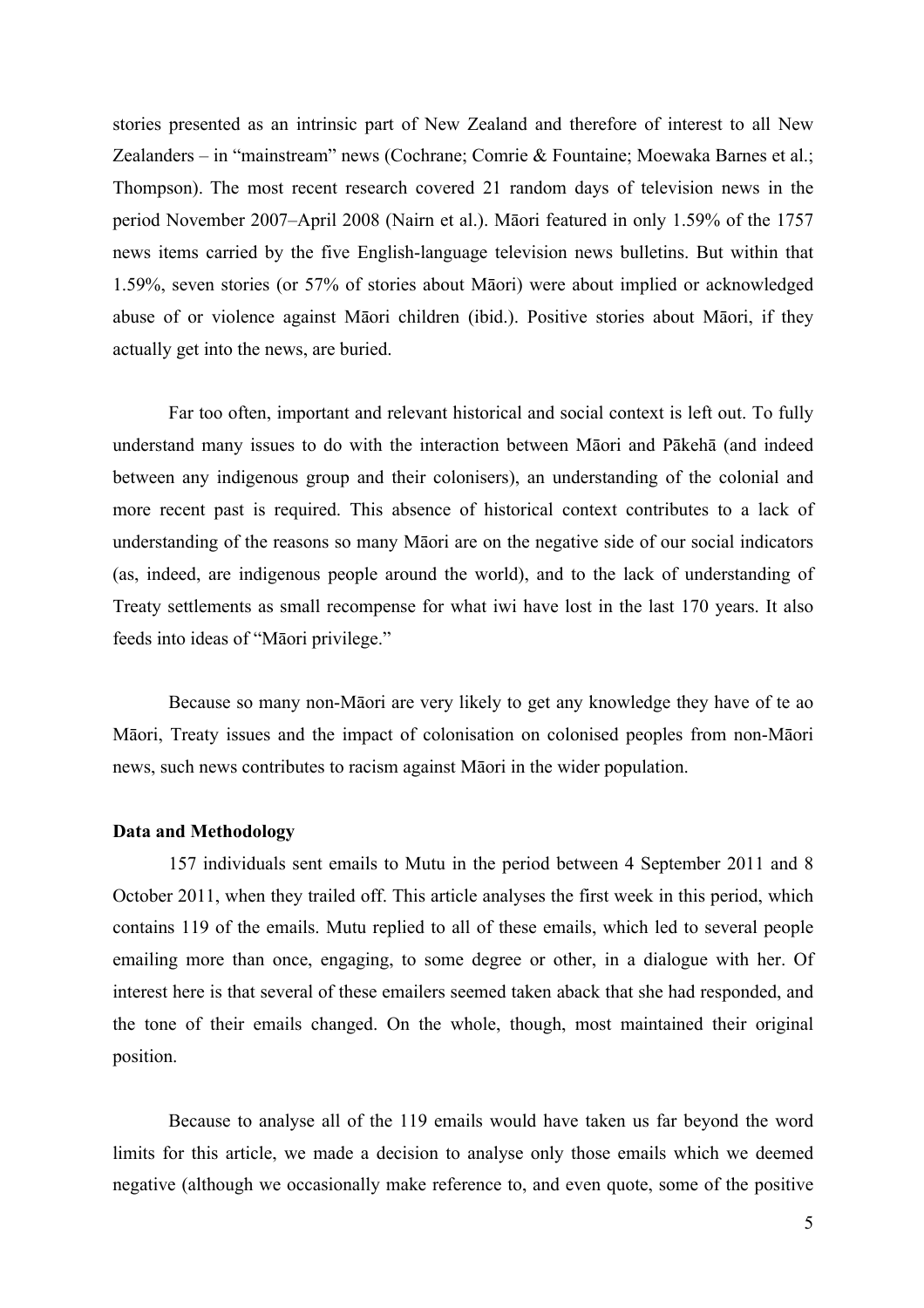stories presented as an intrinsic part of New Zealand and therefore of interest to all New Zealanders – in "mainstream" news (Cochrane; Comrie & Fountaine; Moewaka Barnes et al.; Thompson). The most recent research covered 21 random days of television news in the period November 2007–April 2008 (Nairn et al.). Māori featured in only 1.59% of the 1757 news items carried by the five English-language television news bulletins. But within that 1.59%, seven stories (or 57% of stories about Māori) were about implied or acknowledged abuse of or violence against Māori children (ibid.). Positive stories about Māori, if they actually get into the news, are buried.

Far too often, important and relevant historical and social context is left out. To fully understand many issues to do with the interaction between Māori and Pākehā (and indeed between any indigenous group and their colonisers), an understanding of the colonial and more recent past is required. This absence of historical context contributes to a lack of understanding of the reasons so many Māori are on the negative side of our social indicators (as, indeed, are indigenous people around the world), and to the lack of understanding of Treaty settlements as small recompense for what iwi have lost in the last 170 years. It also feeds into ideas of "Māori privilege."

Because so many non-Māori are very likely to get any knowledge they have of te ao Māori, Treaty issues and the impact of colonisation on colonised peoples from non-Māori news, such news contributes to racism against Māori in the wider population.

**Data and Methodology**

157 individuals sent emails to Mutu in the period between 4 September 2011 and 8 October 2011, when they trailed off. This article analyses the first week in this period, which contains 119 of the emails. Mutu replied to all of these emails, which led to several people emailing more than once, engaging, to some degree or other, in a dialogue with her. Of interest here is that several of these emailers seemed taken aback that she had responded, and the tone of their emails changed. On the whole, though, most maintained their original position.

Because to analyse all of the 119 emails would have taken us far beyond the word limits for this article, we made a decision to analyse only those emails which we deemed negative (although we occasionally make reference to, and even quote, some of the positive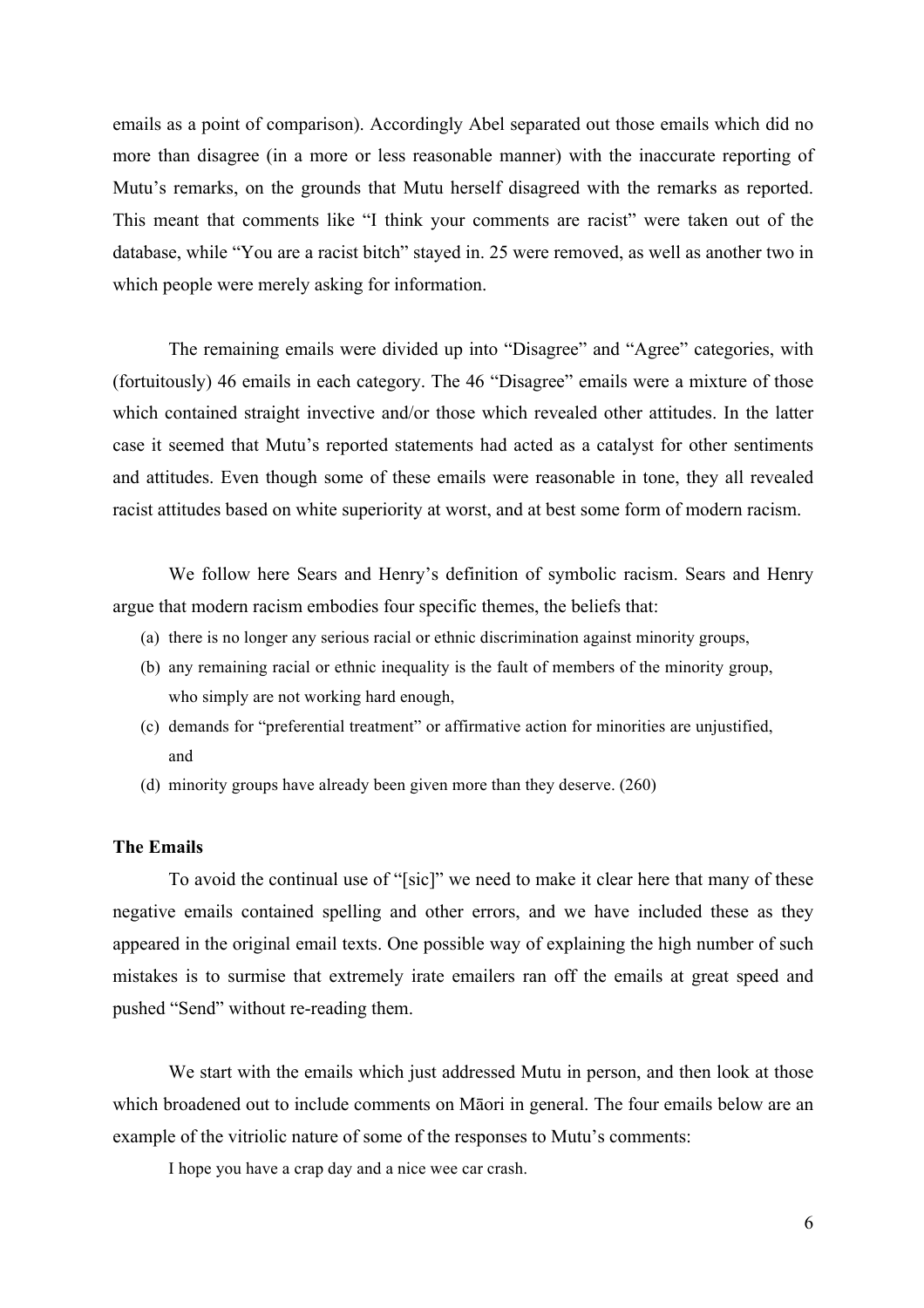emails as a point of comparison). Accordingly Abel separated out those emails which did no more than disagree (in a more or less reasonable manner) with the inaccurate reporting of Mutu's remarks, on the grounds that Mutu herself disagreed with the remarks as reported. This meant that comments like "I think your comments are racist" were taken out of the database, while "You are a racist bitch" stayed in. 25 were removed, as well as another two in which people were merely asking for information.

The remaining emails were divided up into "Disagree" and "Agree" categories, with (fortuitously) 46 emails in each category. The 46 "Disagree" emails were a mixture of those which contained straight invective and/or those which revealed other attitudes. In the latter case it seemed that Mutu's reported statements had acted as a catalyst for other sentiments and attitudes. Even though some of these emails were reasonable in tone, they all revealed racist attitudes based on white superiority at worst, and at best some form of modern racism.

We follow here Sears and Henry's definition of symbolic racism. Sears and Henry argue that modern racism embodies four specific themes, the beliefs that:

(a) there is no longer any serious racial or ethnic discrimination against minority groups,
(b) any remaining racial or ethnic inequality is the fault of members of the minority group, who simply are not working hard enough,
(c) demands for "preferential treatment" or affirmative action for minorities are unjustified, and
(d) minority groups have already been given more than they deserve. (260)

**The Emails**

To avoid the continual use of "[sic]" we need to make it clear here that many of these negative emails contained spelling and other errors, and we have included these as they appeared in the original email texts. One possible way of explaining the high number of such mistakes is to surmise that extremely irate emailers ran off the emails at great speed and pushed "Send" without re-reading them.

We start with the emails which just addressed Mutu in person, and then look at those which broadened out to include comments on Māori in general. The four emails below are an example of the vitriolic nature of some of the responses to Mutu's comments:

> I hope you have a crap day and a nice wee car crash.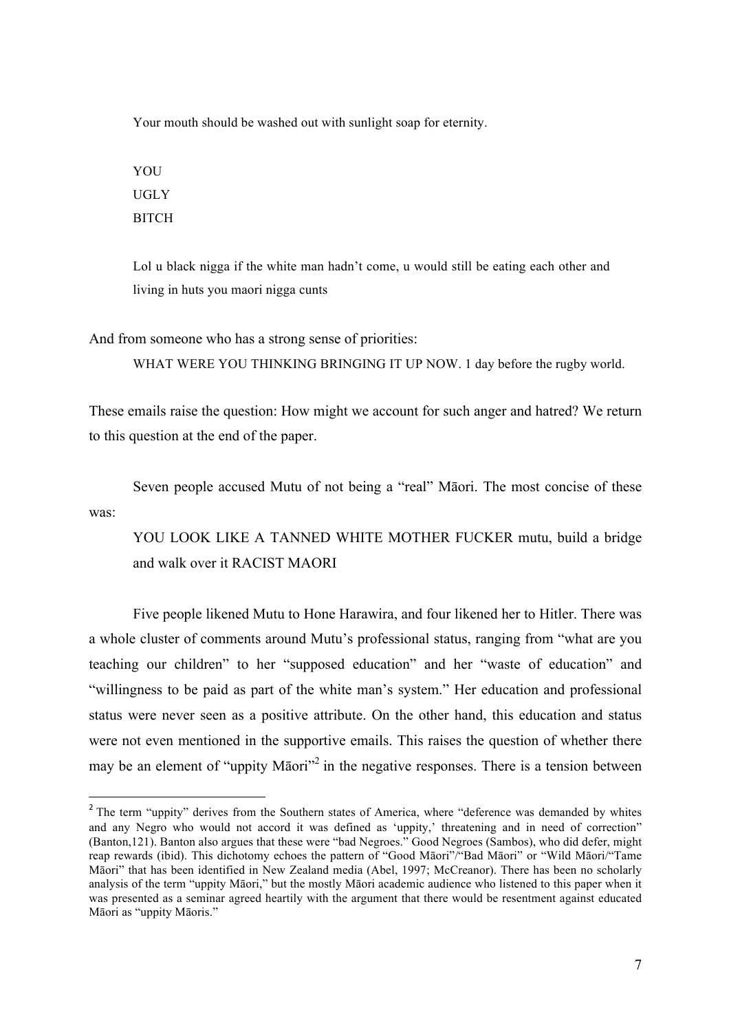> Your mouth should be washed out with sunlight soap for eternity.

> YOU
> UGLY
> BITCH

> Lol u black nigga if the white man hadn't come, u would still be eating each other and living in huts you maori nigga cunts

And from someone who has a strong sense of priorities:

> WHAT WERE YOU THINKING BRINGING IT UP NOW. 1 day before the rugby world.

These emails raise the question: How might we account for such anger and hatred? We return to this question at the end of the paper.

Seven people accused Mutu of not being a "real" Māori. The most concise of these was:

> YOU LOOK LIKE A TANNED WHITE MOTHER FUCKER mutu, build a bridge and walk over it RACIST MAORI

Five people likened Mutu to Hone Harawira, and four likened her to Hitler. There was a whole cluster of comments around Mutu's professional status, ranging from "what are you teaching our children" to her "supposed education" and her "waste of education" and "willingness to be paid as part of the white man's system." Her education and professional status were never seen as a positive attribute. On the other hand, this education and status were not even mentioned in the supportive emails. This raises the question of whether there may be an element of "uppity Māori"[2] in the negative responses. There is a tension between

---

[2] The term "uppity" derives from the Southern states of America, where "deference was demanded by whites and any Negro who would not accord it was defined as 'uppity,' threatening and in need of correction" (Banton,121). Banton also argues that these were "bad Negroes." Good Negroes (Sambos), who did defer, might reap rewards (ibid). This dichotomy echoes the pattern of "Good Māori"/"Bad Māori" or "Wild Māori/"Tame Māori" that has been identified in New Zealand media (Abel, 1997; McCreanor). There has been no scholarly analysis of the term "uppity Māori," but the mostly Māori academic audience who listened to this paper when it was presented as a seminar agreed heartily with the argument that there would be resentment against educated Māori as "uppity Māoris."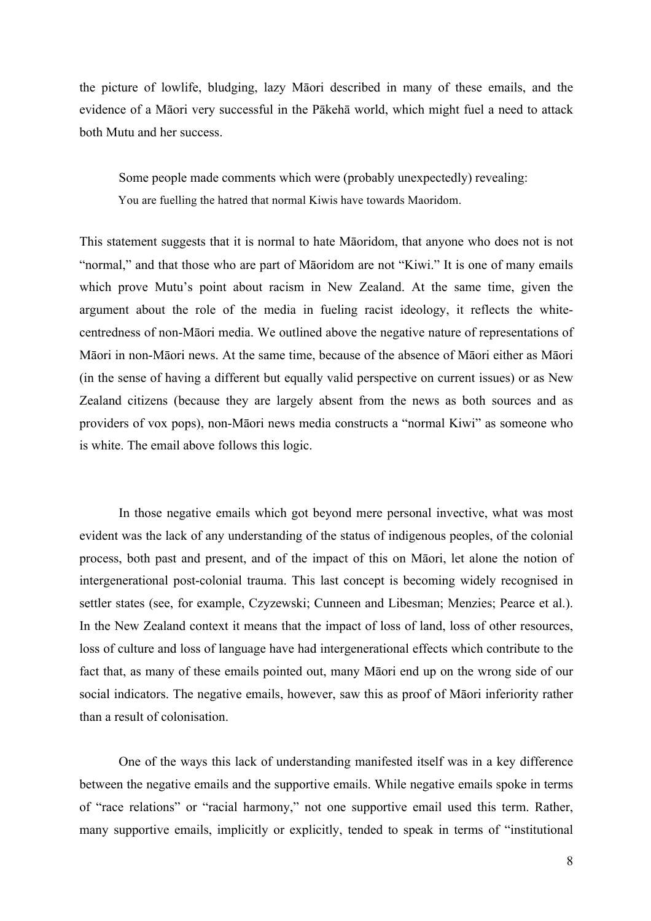the picture of lowlife, bludging, lazy Māori described in many of these emails, and the evidence of a Māori very successful in the Pākehā world, which might fuel a need to attack both Mutu and her success.

Some people made comments which were (probably unexpectedly) revealing:

> You are fuelling the hatred that normal Kiwis have towards Maoridom.

This statement suggests that it is normal to hate Māoridom, that anyone who does not is not "normal," and that those who are part of Māoridom are not "Kiwi." It is one of many emails which prove Mutu's point about racism in New Zealand. At the same time, given the argument about the role of the media in fueling racist ideology, it reflects the white-centredness of non-Māori media. We outlined above the negative nature of representations of Māori in non-Māori news. At the same time, because of the absence of Māori either as Māori (in the sense of having a different but equally valid perspective on current issues) or as New Zealand citizens (because they are largely absent from the news as both sources and as providers of vox pops), non-Māori news media constructs a "normal Kiwi" as someone who is white. The email above follows this logic.

In those negative emails which got beyond mere personal invective, what was most evident was the lack of any understanding of the status of indigenous peoples, of the colonial process, both past and present, and of the impact of this on Māori, let alone the notion of intergenerational post-colonial trauma. This last concept is becoming widely recognised in settler states (see, for example, Czyzewski; Cunneen and Libesman; Menzies; Pearce et al.). In the New Zealand context it means that the impact of loss of land, loss of other resources, loss of culture and loss of language have had intergenerational effects which contribute to the fact that, as many of these emails pointed out, many Māori end up on the wrong side of our social indicators. The negative emails, however, saw this as proof of Māori inferiority rather than a result of colonisation.

One of the ways this lack of understanding manifested itself was in a key difference between the negative emails and the supportive emails. While negative emails spoke in terms of "race relations" or "racial harmony," not one supportive email used this term. Rather, many supportive emails, implicitly or explicitly, tended to speak in terms of "institutional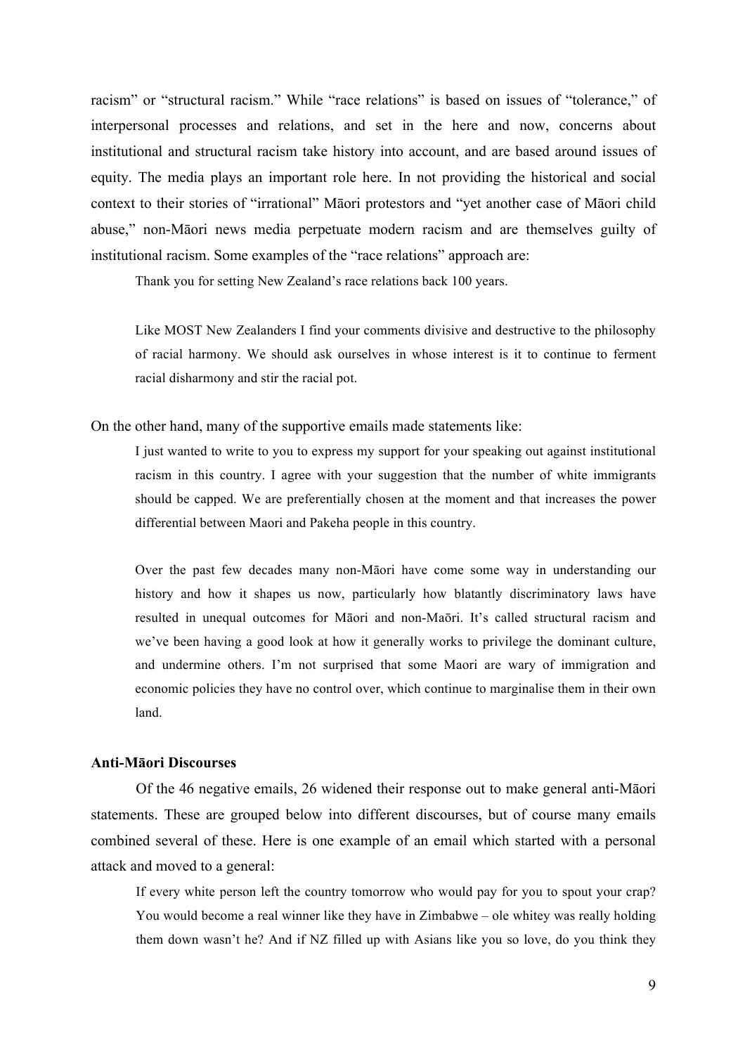racism" or "structural racism." While "race relations" is based on issues of "tolerance," of interpersonal processes and relations, and set in the here and now, concerns about institutional and structural racism take history into account, and are based around issues of equity. The media plays an important role here. In not providing the historical and social context to their stories of "irrational" Māori protestors and "yet another case of Māori child abuse," non-Māori news media perpetuate modern racism and are themselves guilty of institutional racism. Some examples of the "race relations" approach are:

> Thank you for setting New Zealand's race relations back 100 years.
>
> Like MOST New Zealanders I find your comments divisive and destructive to the philosophy of racial harmony. We should ask ourselves in whose interest is it to continue to ferment racial disharmony and stir the racial pot.

On the other hand, many of the supportive emails made statements like:

> I just wanted to write to you to express my support for your speaking out against institutional racism in this country. I agree with your suggestion that the number of white immigrants should be capped. We are preferentially chosen at the moment and that increases the power differential between Maori and Pakeha people in this country.
>
> Over the past few decades many non-Māori have come some way in understanding our history and how it shapes us now, particularly how blatantly discriminatory laws have resulted in unequal outcomes for Māori and non-Maōri. It's called structural racism and we've been having a good look at how it generally works to privilege the dominant culture, and undermine others. I'm not surprised that some Maori are wary of immigration and economic policies they have no control over, which continue to marginalise them in their own land.

**Anti-Māori Discourses**

Of the 46 negative emails, 26 widened their response out to make general anti-Māori statements. These are grouped below into different discourses, but of course many emails combined several of these. Here is one example of an email which started with a personal attack and moved to a general:

> If every white person left the country tomorrow who would pay for you to spout your crap? You would become a real winner like they have in Zimbabwe – ole whitey was really holding them down wasn't he? And if NZ filled up with Asians like you so love, do you think they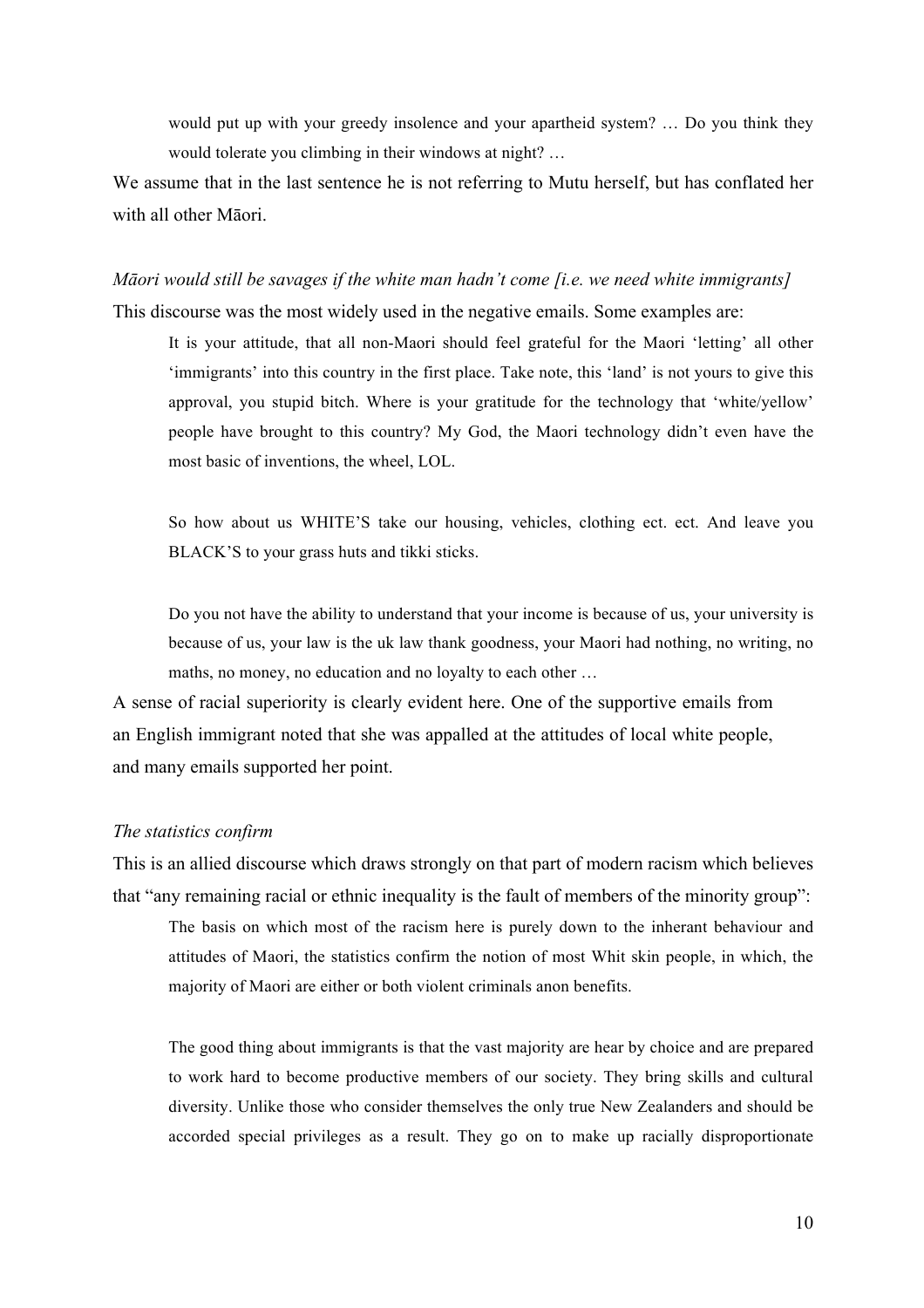> would put up with your greedy insolence and your apartheid system? … Do you think they would tolerate you climbing in their windows at night? …

We assume that in the last sentence he is not referring to Mutu herself, but has conflated her with all other Māori.

*Māori would still be savages if the white man hadn't come [i.e. we need white immigrants]*

This discourse was the most widely used in the negative emails. Some examples are:

> It is your attitude, that all non-Maori should feel grateful for the Maori 'letting' all other 'immigrants' into this country in the first place. Take note, this 'land' is not yours to give this approval, you stupid bitch. Where is your gratitude for the technology that 'white/yellow' people have brought to this country? My God, the Maori technology didn't even have the most basic of inventions, the wheel, LOL.

> So how about us WHITE'S take our housing, vehicles, clothing ect. ect. And leave you BLACK'S to your grass huts and tikki sticks.

> Do you not have the ability to understand that your income is because of us, your university is because of us, your law is the uk law thank goodness, your Maori had nothing, no writing, no maths, no money, no education and no loyalty to each other …

A sense of racial superiority is clearly evident here. One of the supportive emails from an English immigrant noted that she was appalled at the attitudes of local white people, and many emails supported her point.

*The statistics confirm*

This is an allied discourse which draws strongly on that part of modern racism which believes that "any remaining racial or ethnic inequality is the fault of members of the minority group":

> The basis on which most of the racism here is purely down to the inherant behaviour and attitudes of Maori, the statistics confirm the notion of most Whit skin people, in which, the majority of Maori are either or both violent criminals anon benefits.

> The good thing about immigrants is that the vast majority are hear by choice and are prepared to work hard to become productive members of our society. They bring skills and cultural diversity. Unlike those who consider themselves the only true New Zealanders and should be accorded special privileges as a result. They go on to make up racially disproportionate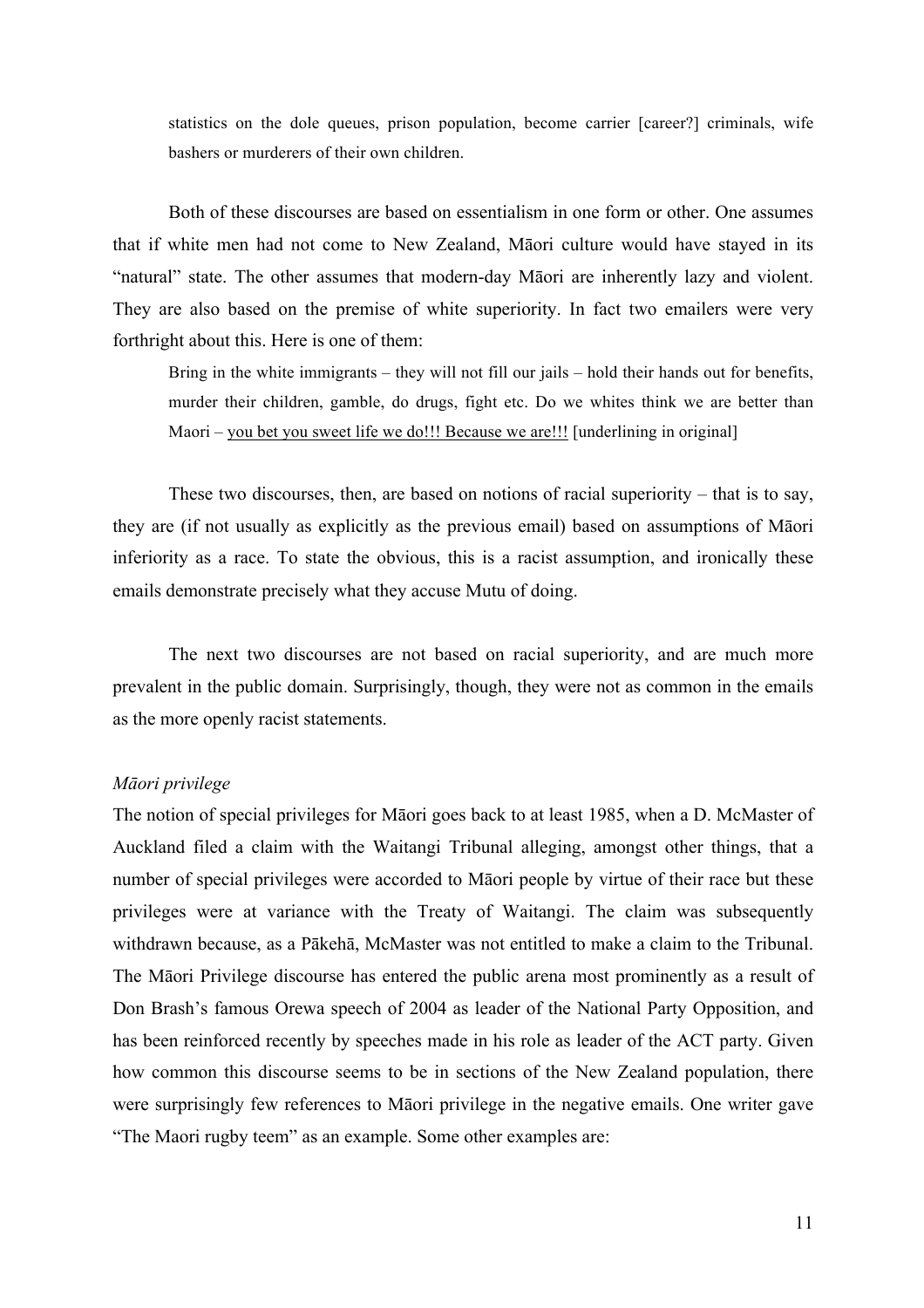> statistics on the dole queues, prison population, become carrier [career?] criminals, wife bashers or murderers of their own children.

Both of these discourses are based on essentialism in one form or other. One assumes that if white men had not come to New Zealand, Māori culture would have stayed in its "natural" state. The other assumes that modern-day Māori are inherently lazy and violent. They are also based on the premise of white superiority. In fact two emailers were very forthright about this. Here is one of them:

> Bring in the white immigrants – they will not fill our jails – hold their hands out for benefits, murder their children, gamble, do drugs, fight etc. Do we whites think we are better than Maori – <u>you bet you sweet life we do!!! Because we are!!!</u> [underlining in original]

These two discourses, then, are based on notions of racial superiority – that is to say, they are (if not usually as explicitly as the previous email) based on assumptions of Māori inferiority as a race. To state the obvious, this is a racist assumption, and ironically these emails demonstrate precisely what they accuse Mutu of doing.

The next two discourses are not based on racial superiority, and are much more prevalent in the public domain. Surprisingly, though, they were not as common in the emails as the more openly racist statements.

*Māori privilege*

The notion of special privileges for Māori goes back to at least 1985, when a D. McMaster of Auckland filed a claim with the Waitangi Tribunal alleging, amongst other things, that a number of special privileges were accorded to Māori people by virtue of their race but these privileges were at variance with the Treaty of Waitangi. The claim was subsequently withdrawn because, as a Pākehā, McMaster was not entitled to make a claim to the Tribunal. The Māori Privilege discourse has entered the public arena most prominently as a result of Don Brash's famous Orewa speech of 2004 as leader of the National Party Opposition, and has been reinforced recently by speeches made in his role as leader of the ACT party. Given how common this discourse seems to be in sections of the New Zealand population, there were surprisingly few references to Māori privilege in the negative emails. One writer gave "The Maori rugby teem" as an example. Some other examples are: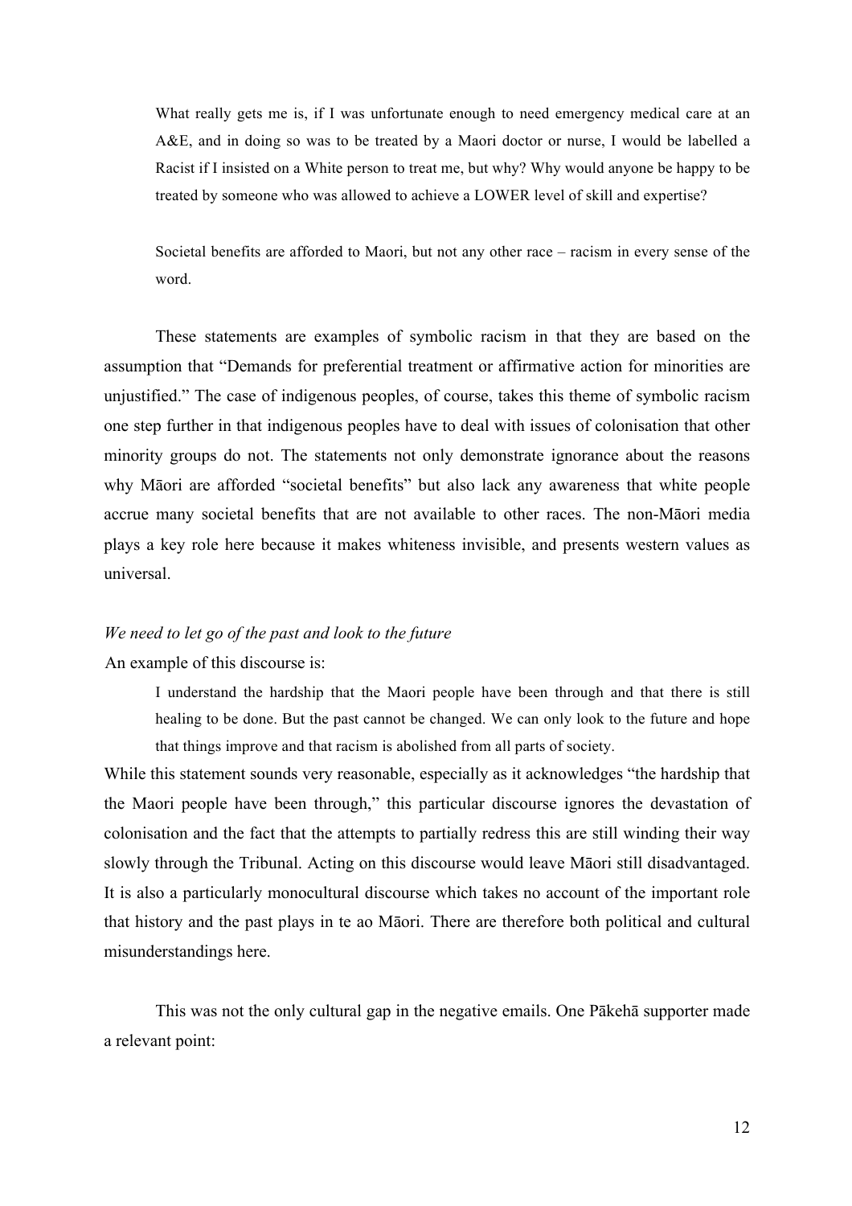> What really gets me is, if I was unfortunate enough to need emergency medical care at an A&E, and in doing so was to be treated by a Maori doctor or nurse, I would be labelled a Racist if I insisted on a White person to treat me, but why? Why would anyone be happy to be treated by someone who was allowed to achieve a LOWER level of skill and expertise?
>
> Societal benefits are afforded to Maori, but not any other race – racism in every sense of the word.

These statements are examples of symbolic racism in that they are based on the assumption that "Demands for preferential treatment or affirmative action for minorities are unjustified." The case of indigenous peoples, of course, takes this theme of symbolic racism one step further in that indigenous peoples have to deal with issues of colonisation that other minority groups do not. The statements not only demonstrate ignorance about the reasons why Māori are afforded "societal benefits" but also lack any awareness that white people accrue many societal benefits that are not available to other races. The non-Māori media plays a key role here because it makes whiteness invisible, and presents western values as universal.

*We need to let go of the past and look to the future*

An example of this discourse is:

> I understand the hardship that the Maori people have been through and that there is still healing to be done. But the past cannot be changed. We can only look to the future and hope that things improve and that racism is abolished from all parts of society.

While this statement sounds very reasonable, especially as it acknowledges "the hardship that the Maori people have been through," this particular discourse ignores the devastation of colonisation and the fact that the attempts to partially redress this are still winding their way slowly through the Tribunal. Acting on this discourse would leave Māori still disadvantaged. It is also a particularly monocultural discourse which takes no account of the important role that history and the past plays in te ao Māori. There are therefore both political and cultural misunderstandings here.

This was not the only cultural gap in the negative emails. One Pākehā supporter made a relevant point: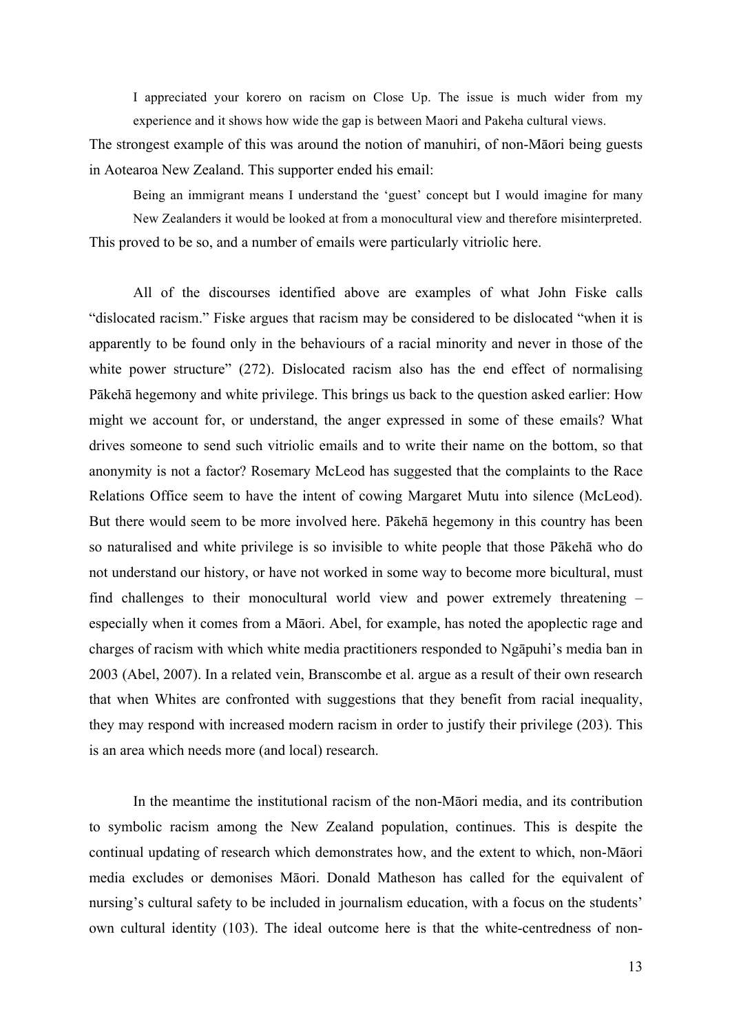> I appreciated your korero on racism on Close Up. The issue is much wider from my experience and it shows how wide the gap is between Maori and Pakeha cultural views.

The strongest example of this was around the notion of manuhiri, of non-Māori being guests in Aotearoa New Zealand. This supporter ended his email:

> Being an immigrant means I understand the 'guest' concept but I would imagine for many New Zealanders it would be looked at from a monocultural view and therefore misinterpreted.

This proved to be so, and a number of emails were particularly vitriolic here.

All of the discourses identified above are examples of what John Fiske calls "dislocated racism." Fiske argues that racism may be considered to be dislocated "when it is apparently to be found only in the behaviours of a racial minority and never in those of the white power structure" (272). Dislocated racism also has the end effect of normalising Pākehā hegemony and white privilege. This brings us back to the question asked earlier: How might we account for, or understand, the anger expressed in some of these emails? What drives someone to send such vitriolic emails and to write their name on the bottom, so that anonymity is not a factor? Rosemary McLeod has suggested that the complaints to the Race Relations Office seem to have the intent of cowing Margaret Mutu into silence (McLeod). But there would seem to be more involved here. Pākehā hegemony in this country has been so naturalised and white privilege is so invisible to white people that those Pākehā who do not understand our history, or have not worked in some way to become more bicultural, must find challenges to their monocultural world view and power extremely threatening – especially when it comes from a Māori. Abel, for example, has noted the apoplectic rage and charges of racism with which white media practitioners responded to Ngāpuhi's media ban in 2003 (Abel, 2007). In a related vein, Branscombe et al. argue as a result of their own research that when Whites are confronted with suggestions that they benefit from racial inequality, they may respond with increased modern racism in order to justify their privilege (203). This is an area which needs more (and local) research.

In the meantime the institutional racism of the non-Māori media, and its contribution to symbolic racism among the New Zealand population, continues. This is despite the continual updating of research which demonstrates how, and the extent to which, non-Māori media excludes or demonises Māori. Donald Matheson has called for the equivalent of nursing's cultural safety to be included in journalism education, with a focus on the students' own cultural identity (103). The ideal outcome here is that the white-centredness of non-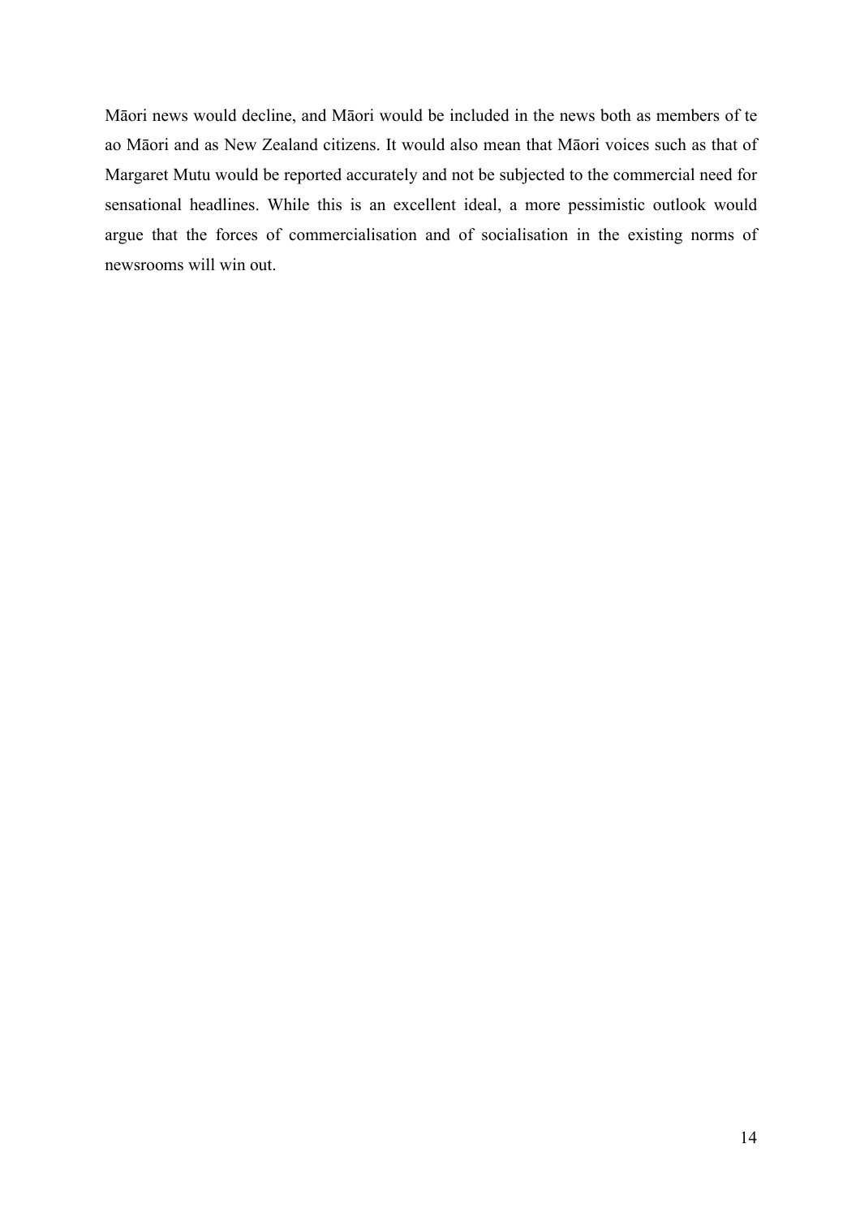Māori news would decline, and Māori would be included in the news both as members of te ao Māori and as New Zealand citizens. It would also mean that Māori voices such as that of Margaret Mutu would be reported accurately and not be subjected to the commercial need for sensational headlines. While this is an excellent ideal, a more pessimistic outlook would argue that the forces of commercialisation and of socialisation in the existing norms of newsrooms will win out.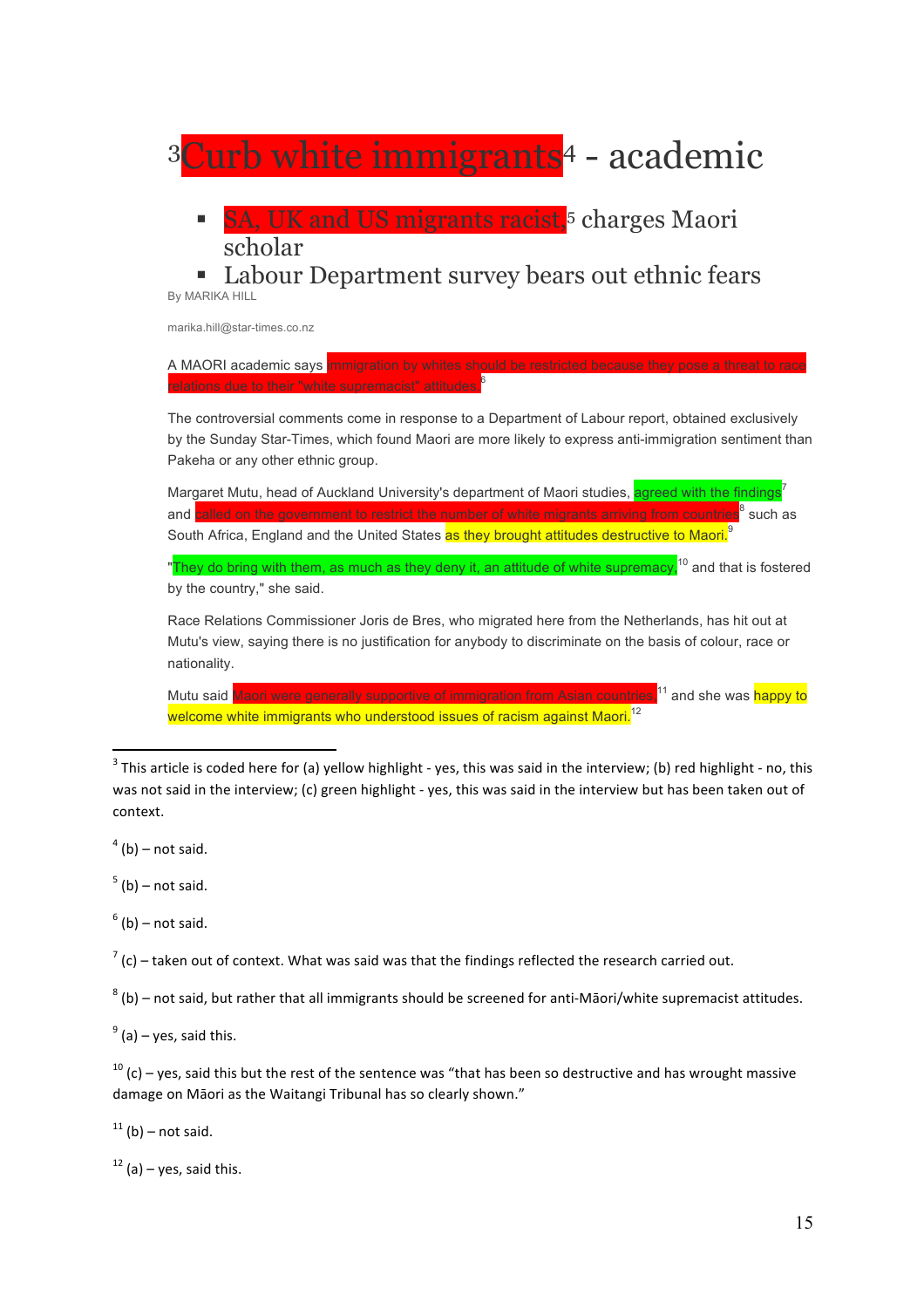# [3]Curb white immigrants[4] - academic

- SA, UK and US migrants racist,[5] charges Maori scholar
- Labour Department survey bears out ethnic fears

By MARIKA HILL

marika.hill@star-times.co.nz

A MAORI academic says immigration by whites should be restricted because they pose a threat to race relations due to their "white supremacist" attitudes.[6]

The controversial comments come in response to a Department of Labour report, obtained exclusively by the Sunday Star-Times, which found Maori are more likely to express anti-immigration sentiment than Pakeha or any other ethnic group.

Margaret Mutu, head of Auckland University's department of Maori studies, agreed with the findings[7] and called on the government to restrict the number of white migrants arriving from countries[8] such as South Africa, England and the United States as they brought attitudes destructive to Maori.[9]

"They do bring with them, as much as they deny it, an attitude of white supremacy,[10] and that is fostered by the country," she said.

Race Relations Commissioner Joris de Bres, who migrated here from the Netherlands, has hit out at Mutu's view, saying there is no justification for anybody to discriminate on the basis of colour, race or nationality.

Mutu said Maori were generally supportive of immigration from Asian countries[11] and she was happy to welcome white immigrants who understood issues of racism against Maori.[12]

---

[3] This article is coded here for (a) yellow highlight - yes, this was said in the interview; (b) red highlight - no, this was not said in the interview; (c) green highlight - yes, this was said in the interview but has been taken out of context.

[4] (b) – not said.

[5] (b) – not said.

[6] (b) – not said.

[7] (c) – taken out of context. What was said was that the findings reflected the research carried out.

[8] (b) – not said, but rather that all immigrants should be screened for anti-Māori/white supremacist attitudes.

[9] (a) – yes, said this.

[10] (c) – yes, said this but the rest of the sentence was "that has been so destructive and has wrought massive damage on Māori as the Waitangi Tribunal has so clearly shown."

[11] (b) – not said.

[12] (a) – yes, said this.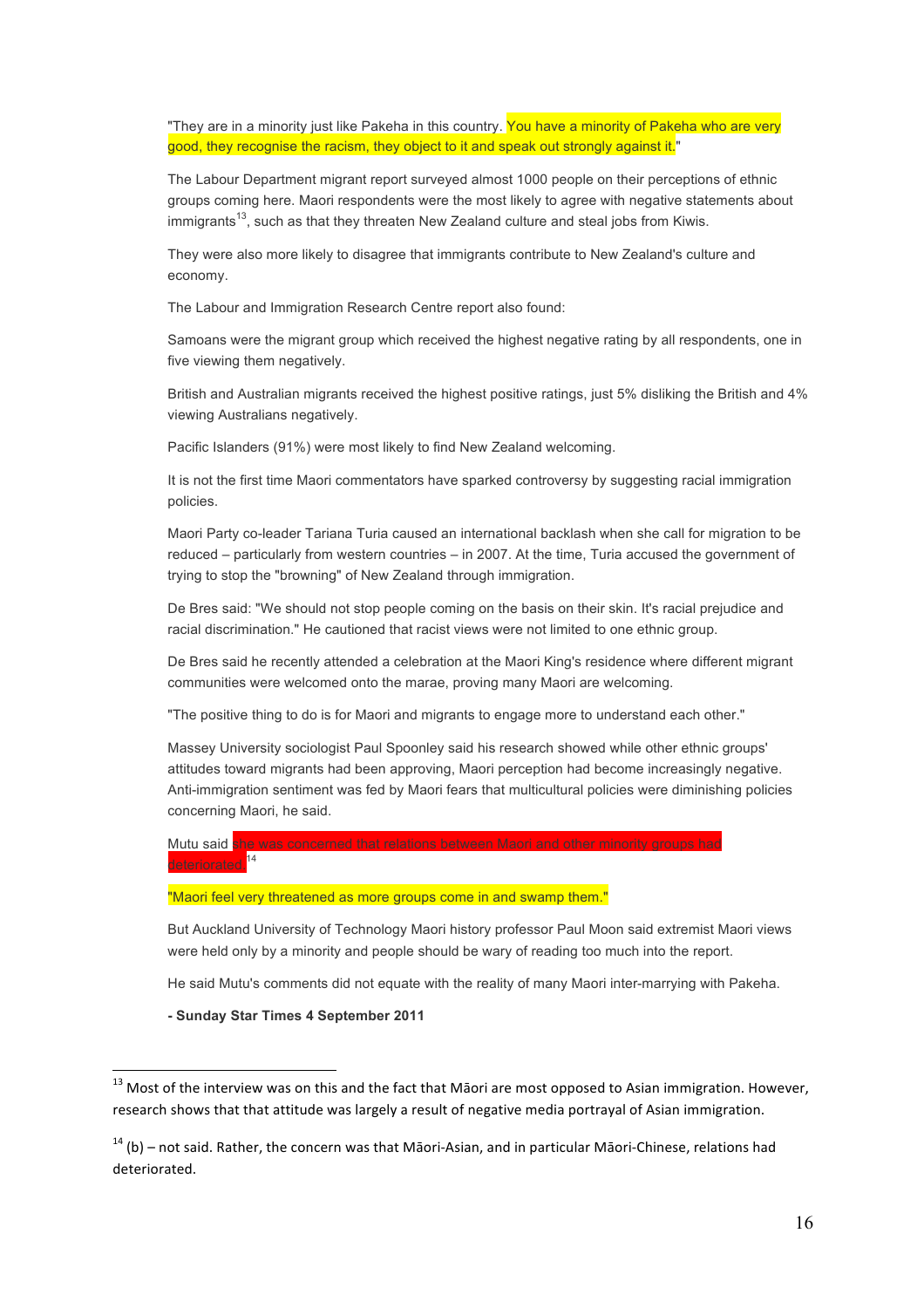"They are in a minority just like Pakeha in this country. You have a minority of Pakeha who are very good, they recognise the racism, they object to it and speak out strongly against it."

The Labour Department migrant report surveyed almost 1000 people on their perceptions of ethnic groups coming here. Maori respondents were the most likely to agree with negative statements about immigrants[13], such as that they threaten New Zealand culture and steal jobs from Kiwis.

They were also more likely to disagree that immigrants contribute to New Zealand's culture and economy.

The Labour and Immigration Research Centre report also found:

Samoans were the migrant group which received the highest negative rating by all respondents, one in five viewing them negatively.

British and Australian migrants received the highest positive ratings, just 5% disliking the British and 4% viewing Australians negatively.

Pacific Islanders (91%) were most likely to find New Zealand welcoming.

It is not the first time Maori commentators have sparked controversy by suggesting racial immigration policies.

Maori Party co-leader Tariana Turia caused an international backlash when she call for migration to be reduced – particularly from western countries – in 2007. At the time, Turia accused the government of trying to stop the "browning" of New Zealand through immigration.

De Bres said: "We should not stop people coming on the basis on their skin. It's racial prejudice and racial discrimination." He cautioned that racist views were not limited to one ethnic group.

De Bres said he recently attended a celebration at the Maori King's residence where different migrant communities were welcomed onto the marae, proving many Maori are welcoming.

"The positive thing to do is for Maori and migrants to engage more to understand each other."

Massey University sociologist Paul Spoonley said his research showed while other ethnic groups' attitudes toward migrants had been approving, Maori perception had become increasingly negative. Anti-immigration sentiment was fed by Maori fears that multicultural policies were diminishing policies concerning Maori, he said.

Mutu said she was concerned that relations between Maori and other minority groups had deteriorated.[14]

"Maori feel very threatened as more groups come in and swamp them."

But Auckland University of Technology Maori history professor Paul Moon said extremist Maori views were held only by a minority and people should be wary of reading too much into the report.

He said Mutu's comments did not equate with the reality of many Maori inter-marrying with Pakeha.

**- Sunday Star Times 4 September 2011**

---

[13] Most of the interview was on this and the fact that Māori are most opposed to Asian immigration. However, research shows that that attitude was largely a result of negative media portrayal of Asian immigration.

[14] (b) – not said. Rather, the concern was that Māori-Asian, and in particular Māori-Chinese, relations had deteriorated.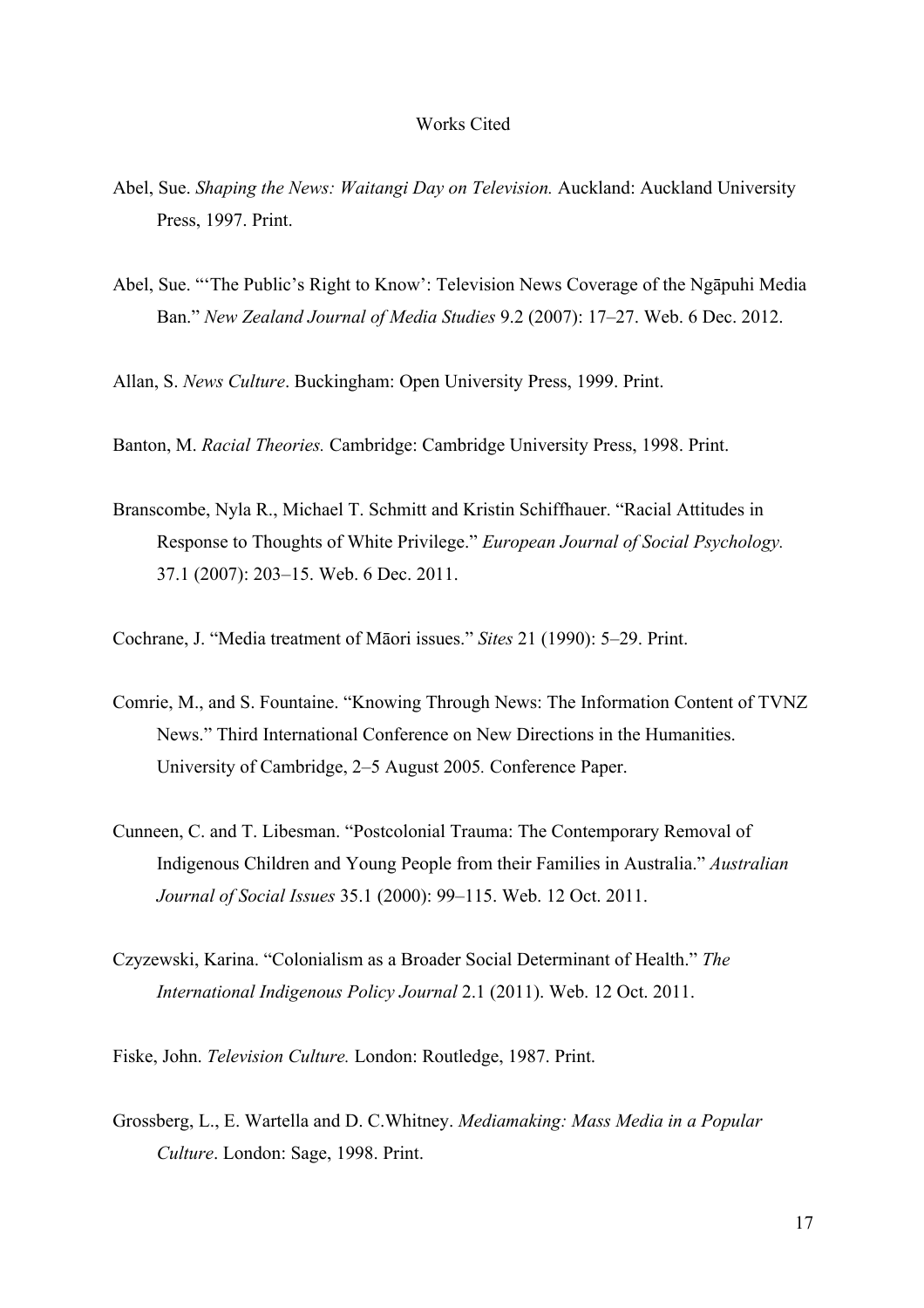# Works Cited

Abel, Sue. *Shaping the News: Waitangi Day on Television.* Auckland: Auckland University Press, 1997. Print.

Abel, Sue. "'The Public's Right to Know': Television News Coverage of the Ngāpuhi Media Ban." *New Zealand Journal of Media Studies* 9.2 (2007): 17–27. Web. 6 Dec. 2012.

Allan, S. *News Culture*. Buckingham: Open University Press, 1999. Print.

Banton, M. *Racial Theories.* Cambridge: Cambridge University Press, 1998. Print.

Branscombe, Nyla R., Michael T. Schmitt and Kristin Schiffhauer. "Racial Attitudes in Response to Thoughts of White Privilege." *European Journal of Social Psychology.* 37.1 (2007): 203–15. Web. 6 Dec. 2011.

Cochrane, J. "Media treatment of Māori issues." *Sites* 21 (1990): 5–29. Print.

Comrie, M., and S. Fountaine. "Knowing Through News: The Information Content of TVNZ News." Third International Conference on New Directions in the Humanities. University of Cambridge, 2–5 August 2005. Conference Paper.

Cunneen, C. and T. Libesman. "Postcolonial Trauma: The Contemporary Removal of Indigenous Children and Young People from their Families in Australia." *Australian Journal of Social Issues* 35.1 (2000): 99–115. Web. 12 Oct. 2011.

Czyzewski, Karina. "Colonialism as a Broader Social Determinant of Health." *The International Indigenous Policy Journal* 2.1 (2011). Web. 12 Oct. 2011.

Fiske, John. *Television Culture.* London: Routledge, 1987. Print.

Grossberg, L., E. Wartella and D. C.Whitney. *Mediamaking: Mass Media in a Popular Culture*. London: Sage, 1998. Print.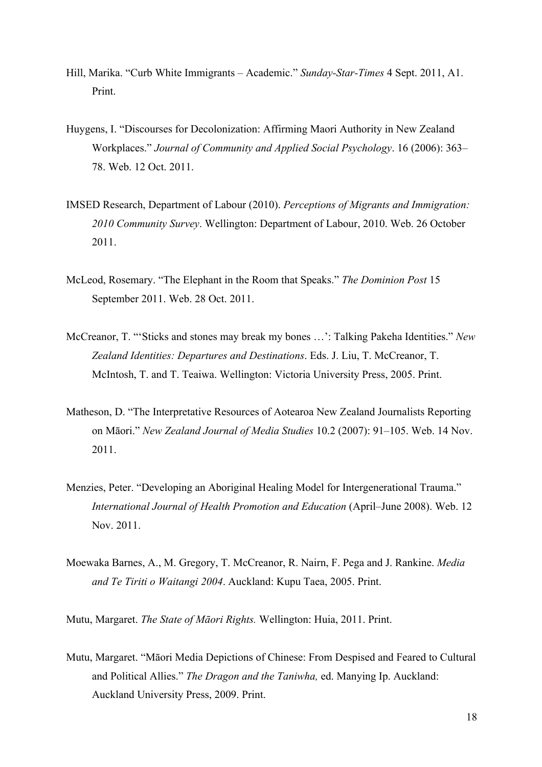Hill, Marika. "Curb White Immigrants – Academic." *Sunday-Star-Times* 4 Sept. 2011, A1. Print.

Huygens, I. "Discourses for Decolonization: Affirming Maori Authority in New Zealand Workplaces." *Journal of Community and Applied Social Psychology*. 16 (2006): 363–78. Web. 12 Oct. 2011.

IMSED Research, Department of Labour (2010). *Perceptions of Migrants and Immigration: 2010 Community Survey*. Wellington: Department of Labour, 2010. Web. 26 October 2011.

McLeod, Rosemary. "The Elephant in the Room that Speaks." *The Dominion Post* 15 September 2011. Web. 28 Oct. 2011.

McCreanor, T. "'Sticks and stones may break my bones …': Talking Pakeha Identities." *New Zealand Identities: Departures and Destinations*. Eds. J. Liu, T. McCreanor, T. McIntosh, T. and T. Teaiwa. Wellington: Victoria University Press, 2005. Print.

Matheson, D. "The Interpretative Resources of Aotearoa New Zealand Journalists Reporting on Māori." *New Zealand Journal of Media Studies* 10.2 (2007): 91–105. Web. 14 Nov. 2011.

Menzies, Peter. "Developing an Aboriginal Healing Model for Intergenerational Trauma." *International Journal of Health Promotion and Education* (April–June 2008). Web. 12 Nov. 2011.

Moewaka Barnes, A., M. Gregory, T. McCreanor, R. Nairn, F. Pega and J. Rankine. *Media and Te Tiriti o Waitangi 2004*. Auckland: Kupu Taea, 2005. Print.

Mutu, Margaret. *The State of Māori Rights.* Wellington: Huia, 2011. Print.

Mutu, Margaret. "Māori Media Depictions of Chinese: From Despised and Feared to Cultural and Political Allies." *The Dragon and the Taniwha,* ed. Manying Ip. Auckland: Auckland University Press, 2009. Print.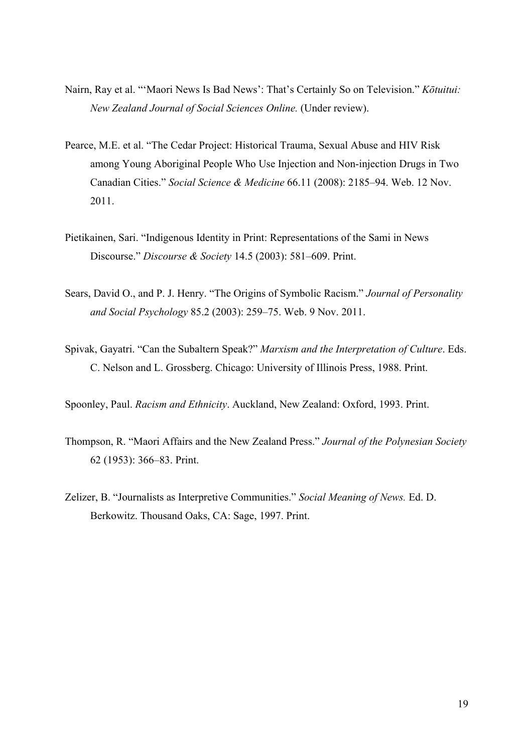Nairn, Ray et al. "'Maori News Is Bad News': That's Certainly So on Television." *Kōtuitui: New Zealand Journal of Social Sciences Online.* (Under review).

Pearce, M.E. et al. "The Cedar Project: Historical Trauma, Sexual Abuse and HIV Risk among Young Aboriginal People Who Use Injection and Non-injection Drugs in Two Canadian Cities." *Social Science & Medicine* 66.11 (2008): 2185–94. Web. 12 Nov. 2011.

Pietikainen, Sari. "Indigenous Identity in Print: Representations of the Sami in News Discourse." *Discourse & Society* 14.5 (2003): 581–609. Print.

Sears, David O., and P. J. Henry. "The Origins of Symbolic Racism." *Journal of Personality and Social Psychology* 85.2 (2003): 259–75. Web. 9 Nov. 2011.

Spivak, Gayatri. "Can the Subaltern Speak?" *Marxism and the Interpretation of Culture*. Eds. C. Nelson and L. Grossberg. Chicago: University of Illinois Press, 1988. Print.

Spoonley, Paul. *Racism and Ethnicity*. Auckland, New Zealand: Oxford, 1993. Print.

Thompson, R. "Maori Affairs and the New Zealand Press." *Journal of the Polynesian Society* 62 (1953): 366–83. Print.

Zelizer, B. "Journalists as Interpretive Communities." *Social Meaning of News.* Ed. D. Berkowitz. Thousand Oaks, CA: Sage, 1997. Print.